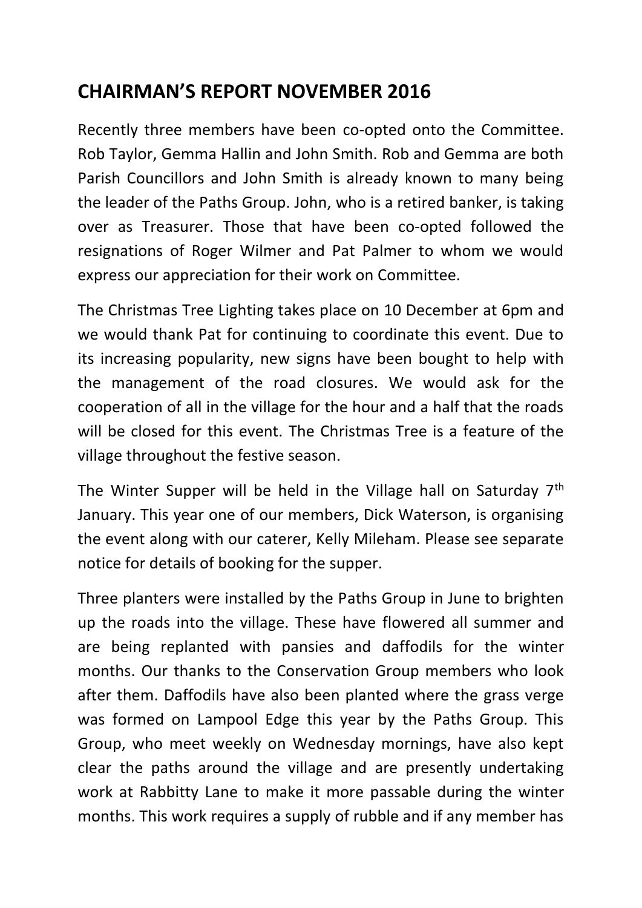# CHAIRMAN'S REPORT NOVEMBER 2016

Recently three members have been co-opted onto the Committee. Rob Taylor, Gemma Hallin and John Smith. Rob and Gemma are both Parish Councillors and John Smith is already known to many being the leader of the Paths Group. John, who is a retired banker, is taking over as Treasurer. Those that have been co-opted followed the resignations of Roger Wilmer and Pat Palmer to whom we would express our appreciation for their work on Committee.

The Christmas Tree Lighting takes place on 10 December at 6pm and we would thank Pat for continuing to coordinate this event. Due to its increasing popularity, new signs have been bought to help with the management of the road closures. We would ask for the cooperation of all in the village for the hour and a half that the roads will be closed for this event. The Christmas Tree is a feature of the village throughout the festive season.

The Winter Supper will be held in the Village hall on Saturday 7th January. This year one of our members, Dick Waterson, is organising the event along with our caterer, Kelly Mileham. Please see separate notice for details of booking for the supper.

Three planters were installed by the Paths Group in June to brighten up the roads into the village. These have flowered all summer and are being replanted with pansies and daffodils for the winter months. Our thanks to the Conservation Group members who look after them. Daffodils have also been planted where the grass verge was formed on Lampool Edge this year by the Paths Group. This Group, who meet weekly on Wednesday mornings, have also kept clear the paths around the village and are presently undertaking work at Rabbitty Lane to make it more passable during the winter months. This work requires a supply of rubble and if any member has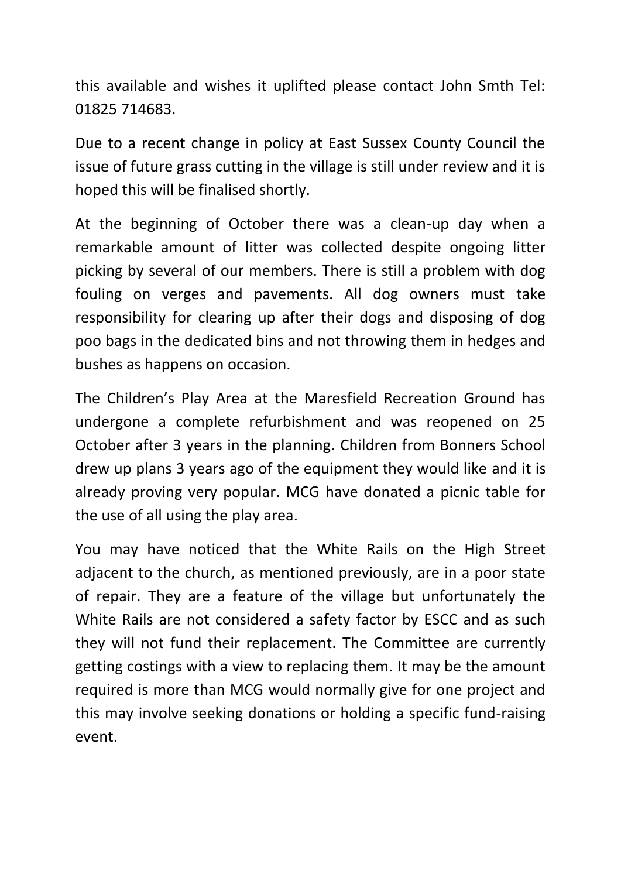this available and wishes it uplifted please contact John Smth Tel: 01825 714683.

Due to a recent change in policy at East Sussex County Council the issue of future grass cutting in the village is still under review and it is hoped this will be finalised shortly.

At the beginning of October there was a clean-up day when a remarkable amount of litter was collected despite ongoing litter picking by several of our members. There is still a problem with dog fouling on verges and pavements. All dog owners must take responsibility for clearing up after their dogs and disposing of dog poo bags in the dedicated bins and not throwing them in hedges and bushes as happens on occasion.

The Children's Play Area at the Maresfield Recreation Ground has undergone a complete refurbishment and was reopened on 25 October after 3 years in the planning. Children from Bonners School drew up plans 3 years ago of the equipment they would like and it is already proving very popular. MCG have donated a picnic table for the use of all using the play area.

You may have noticed that the White Rails on the High Street adjacent to the church, as mentioned previously, are in a poor state of repair. They are a feature of the village but unfortunately the White Rails are not considered a safety factor by ESCC and as such they will not fund their replacement. The Committee are currently getting costings with a view to replacing them. It may be the amount required is more than MCG would normally give for one project and this may involve seeking donations or holding a specific fund-raising event.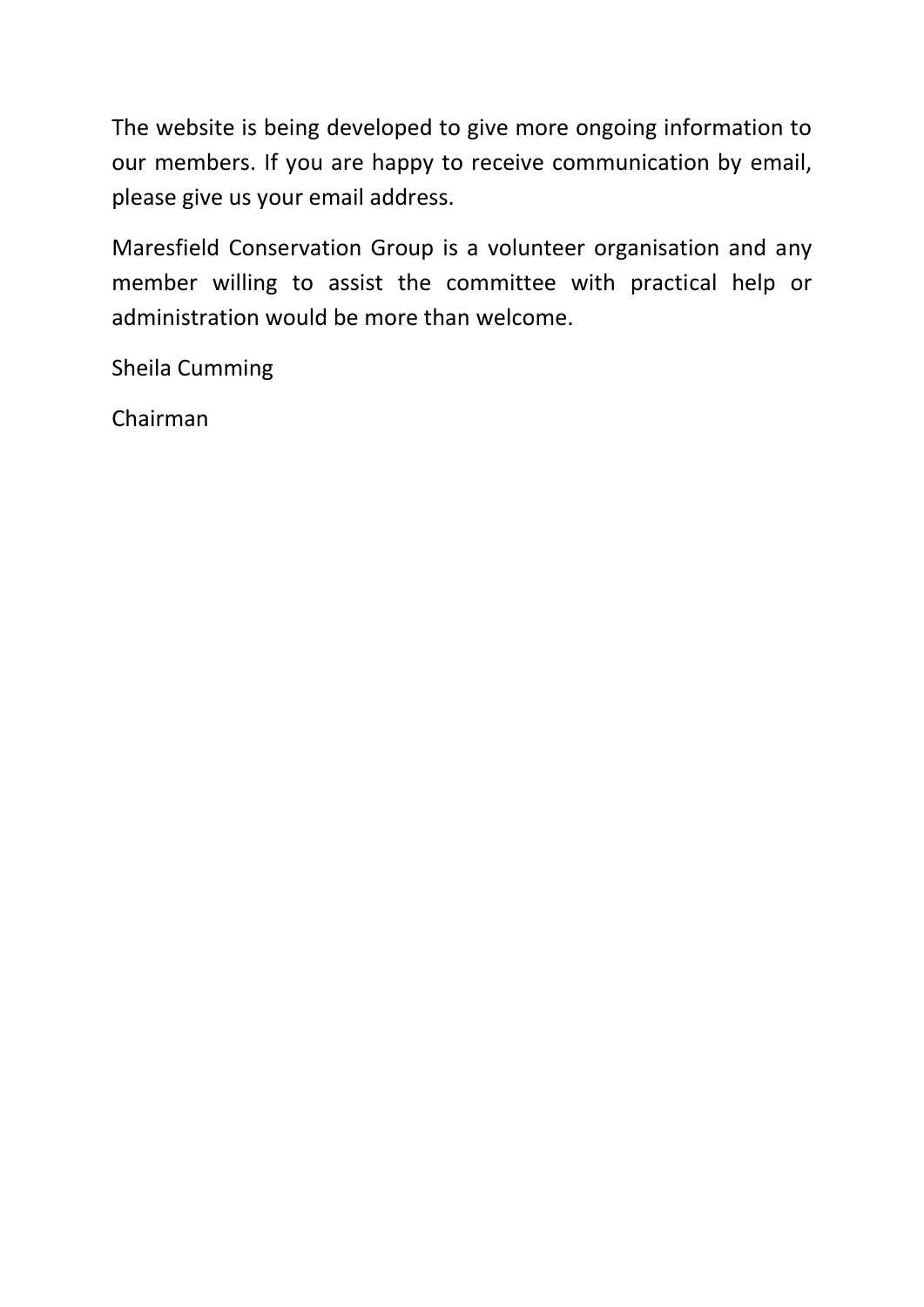The website is being developed to give more ongoing information to our members. If you are happy to receive communication by email, please give us your email address.

Maresfield Conservation Group is a volunteer organisation and any member willing to assist the committee with practical help or administration would be more than welcome.

Sheila Cumming

Chairman